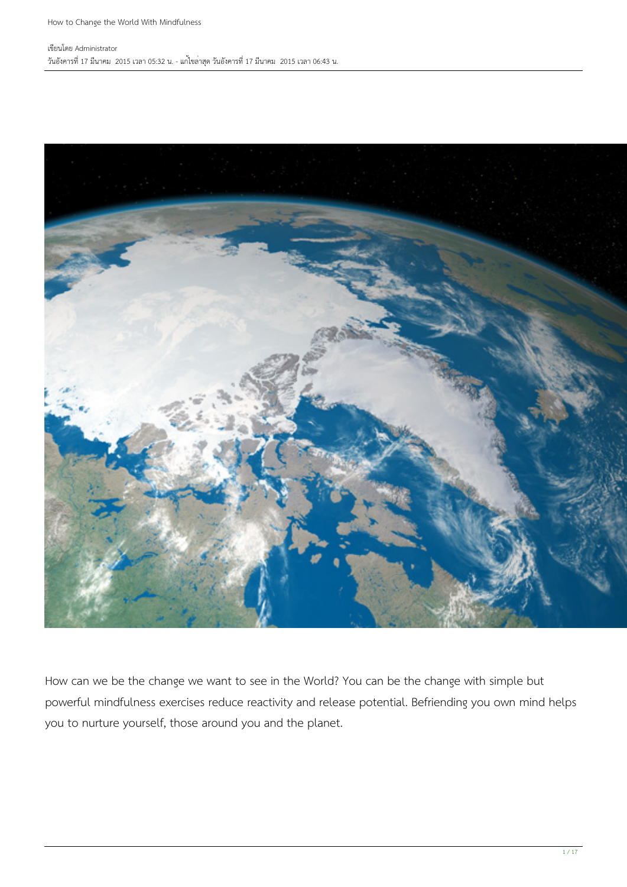เขียนโดย Administrator
วันอังคารที่ 17 มีนาคม 2015 เวลา 05:32 น. - แก้ไขล่าสุด วันอังคารที่ 17 มีนาคม 2015 เวลา 06:43 น.

How can we be the change we want to see in the World? You can be the change with simple but powerful mindfulness exercises reduce reactivity and release potential. Befriending you own mind helps you to nurture yourself, those around you and the planet.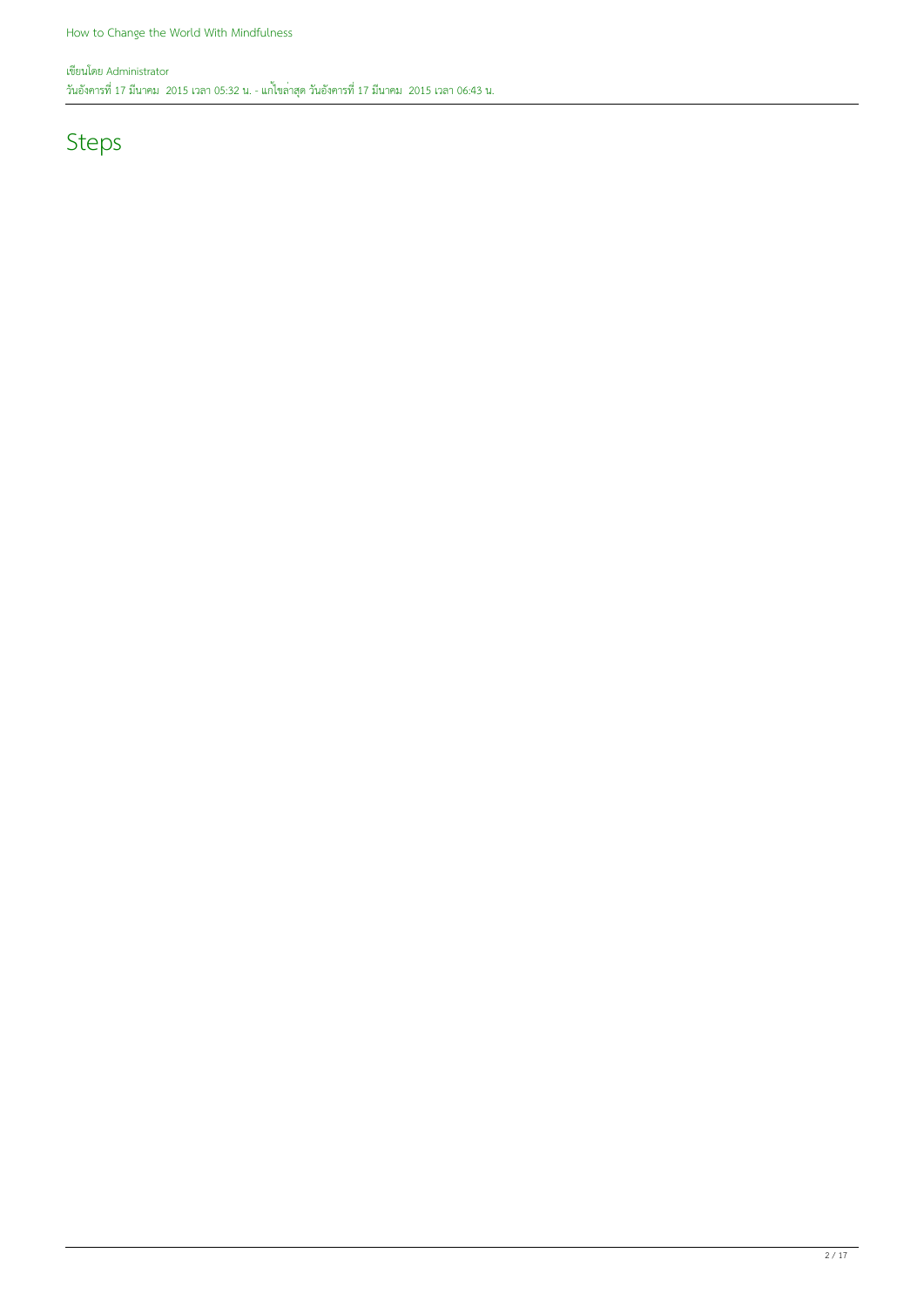## Steps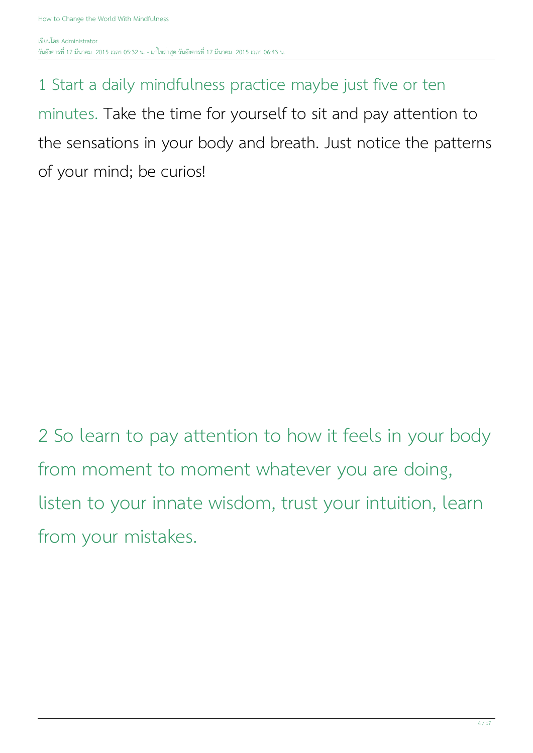1 Start a daily mindfulness practice maybe just five or ten minutes. Take the time for yourself to sit and pay attention to the sensations in your body and breath. Just notice the patterns of your mind; be curios!

2 So learn to pay attention to how it feels in your body from moment to moment whatever you are doing, listen to your innate wisdom, trust your intuition, learn from your mistakes.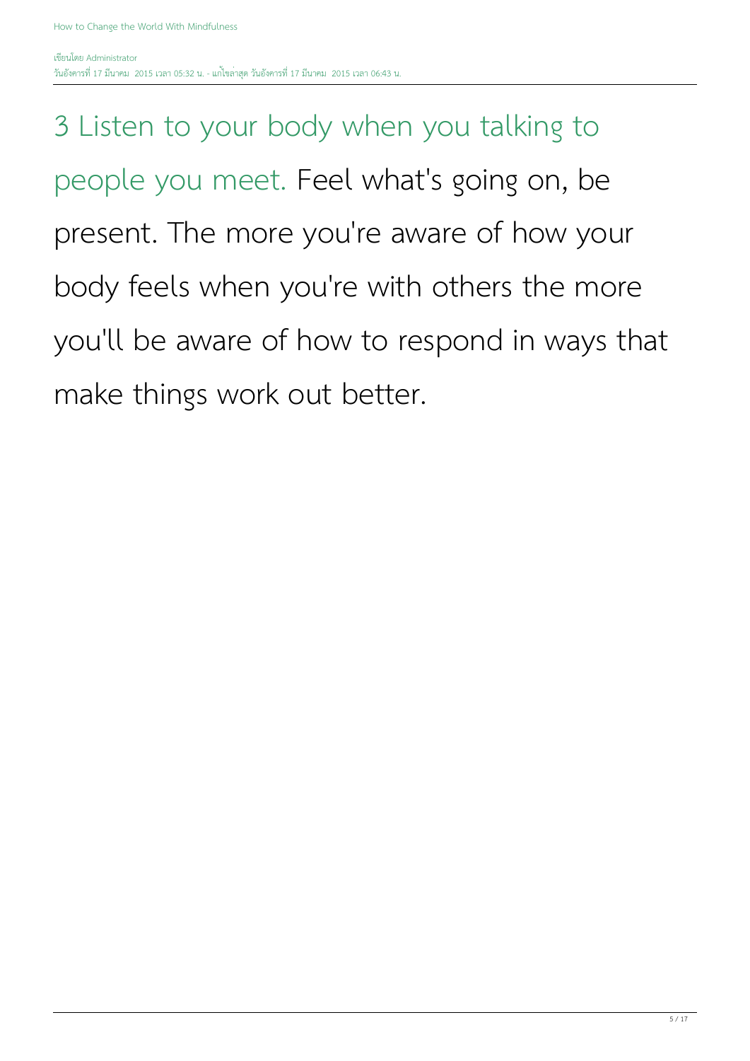3 Listen to your body when you talking to people you meet. Feel what's going on, be present. The more you're aware of how your body feels when you're with others the more you'll be aware of how to respond in ways that make things work out better.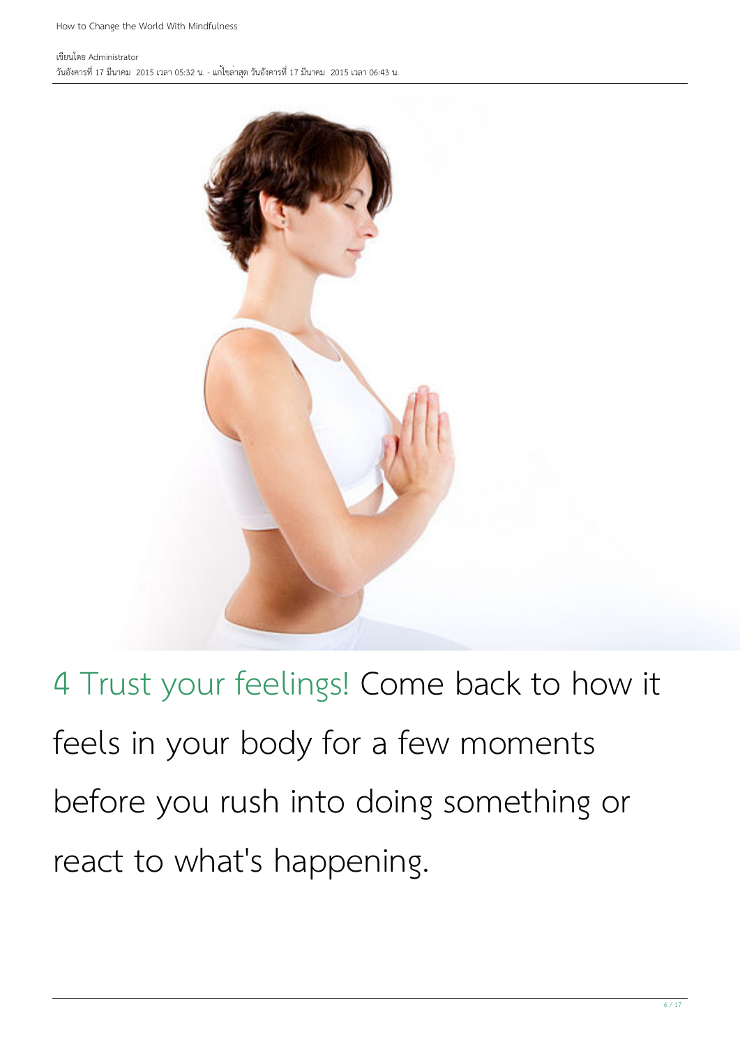4 Trust your feelings! Come back to how it feels in your body for a few moments before you rush into doing something or react to what's happening.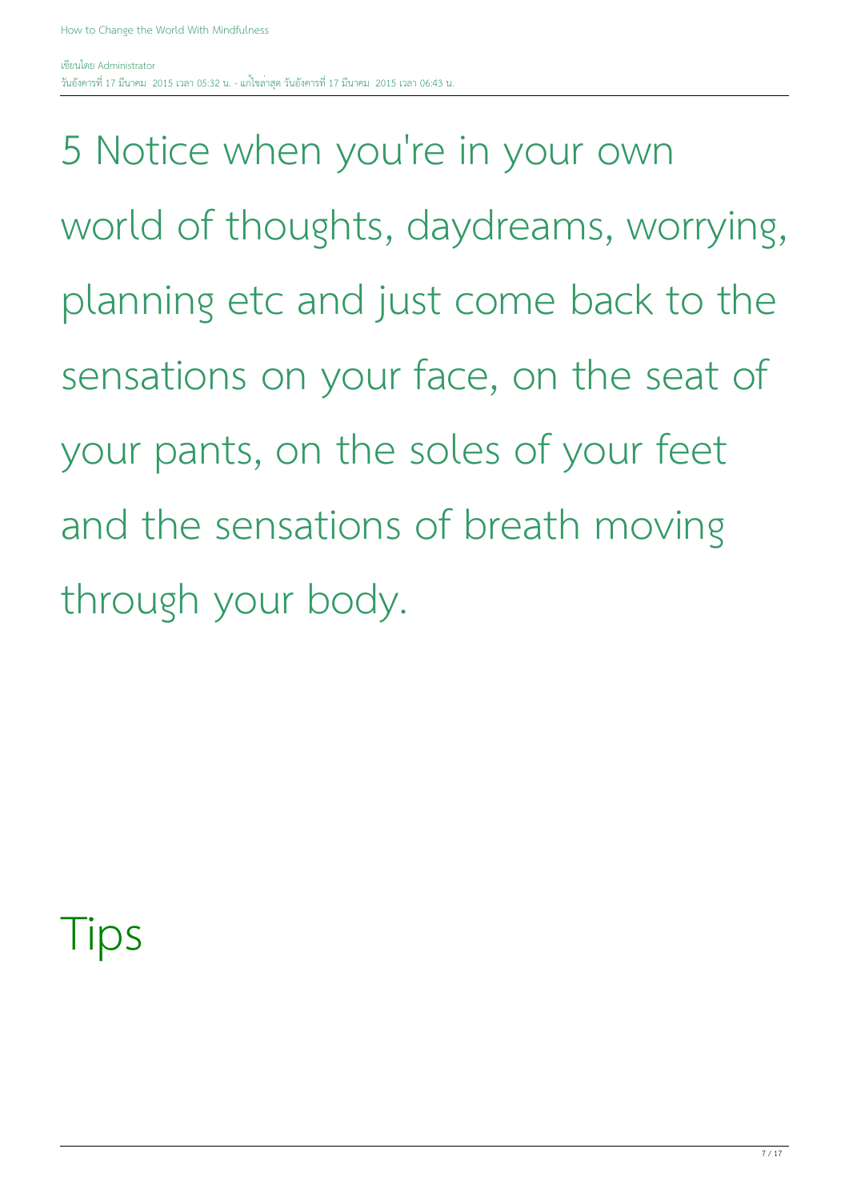5 Notice when you're in your own world of thoughts, daydreams, worrying, planning etc and just come back to the sensations on your face, on the seat of your pants, on the soles of your feet and the sensations of breath moving through your body.

## Tips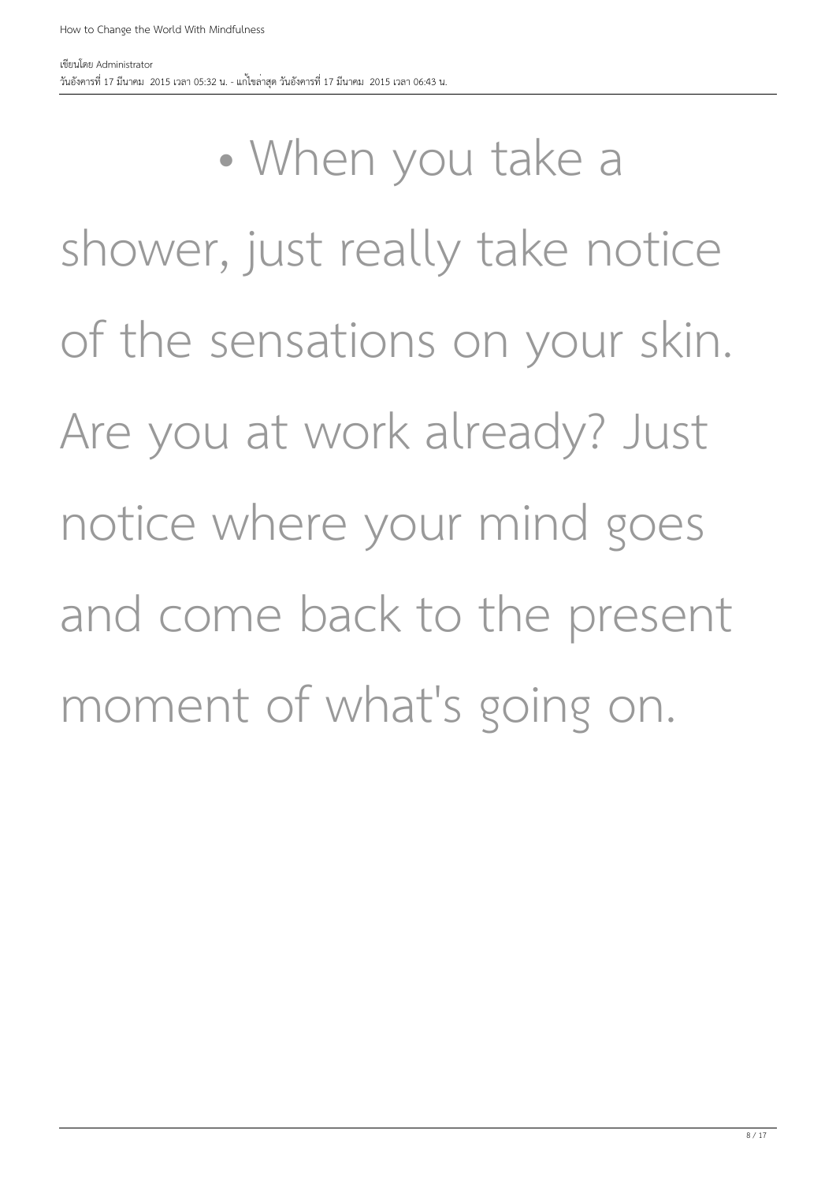- When you take a shower, just really take notice of the sensations on your skin. Are you at work already? Just notice where your mind goes and come back to the present moment of what's going on.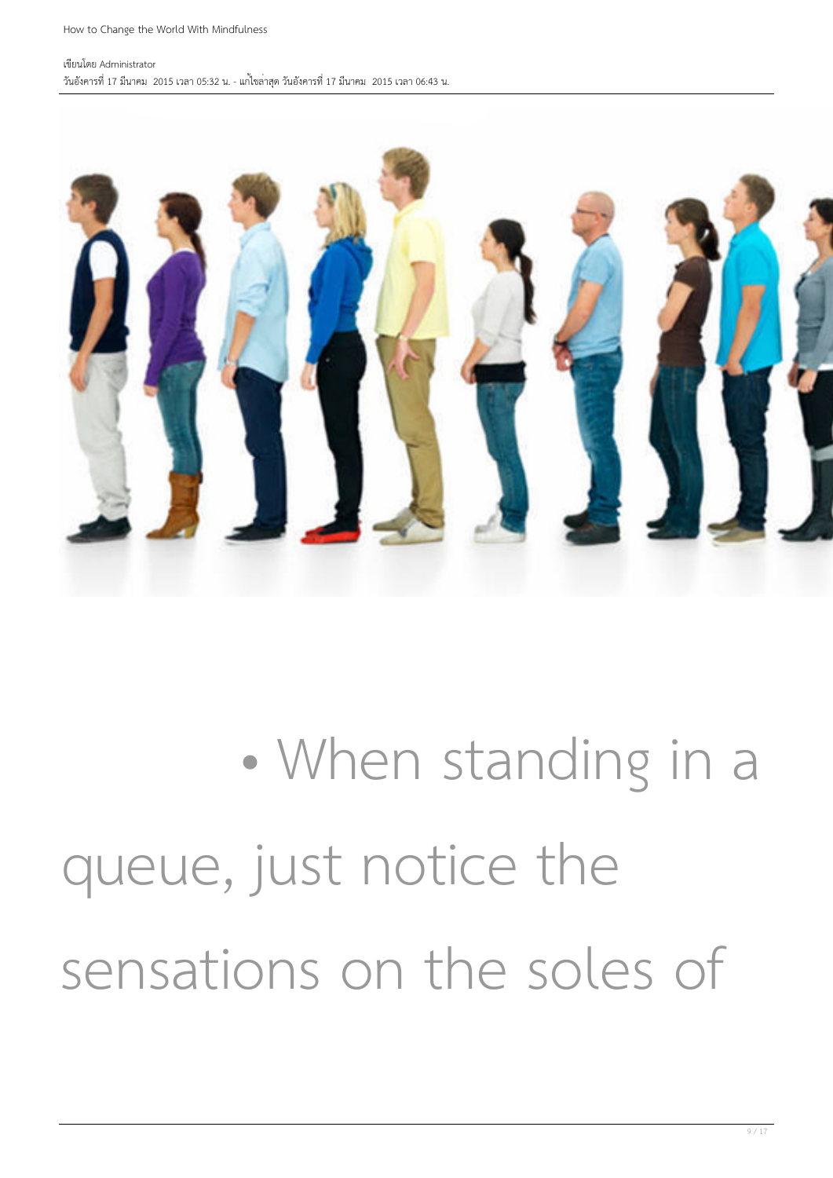- When standing in a queue, just notice the sensations on the soles of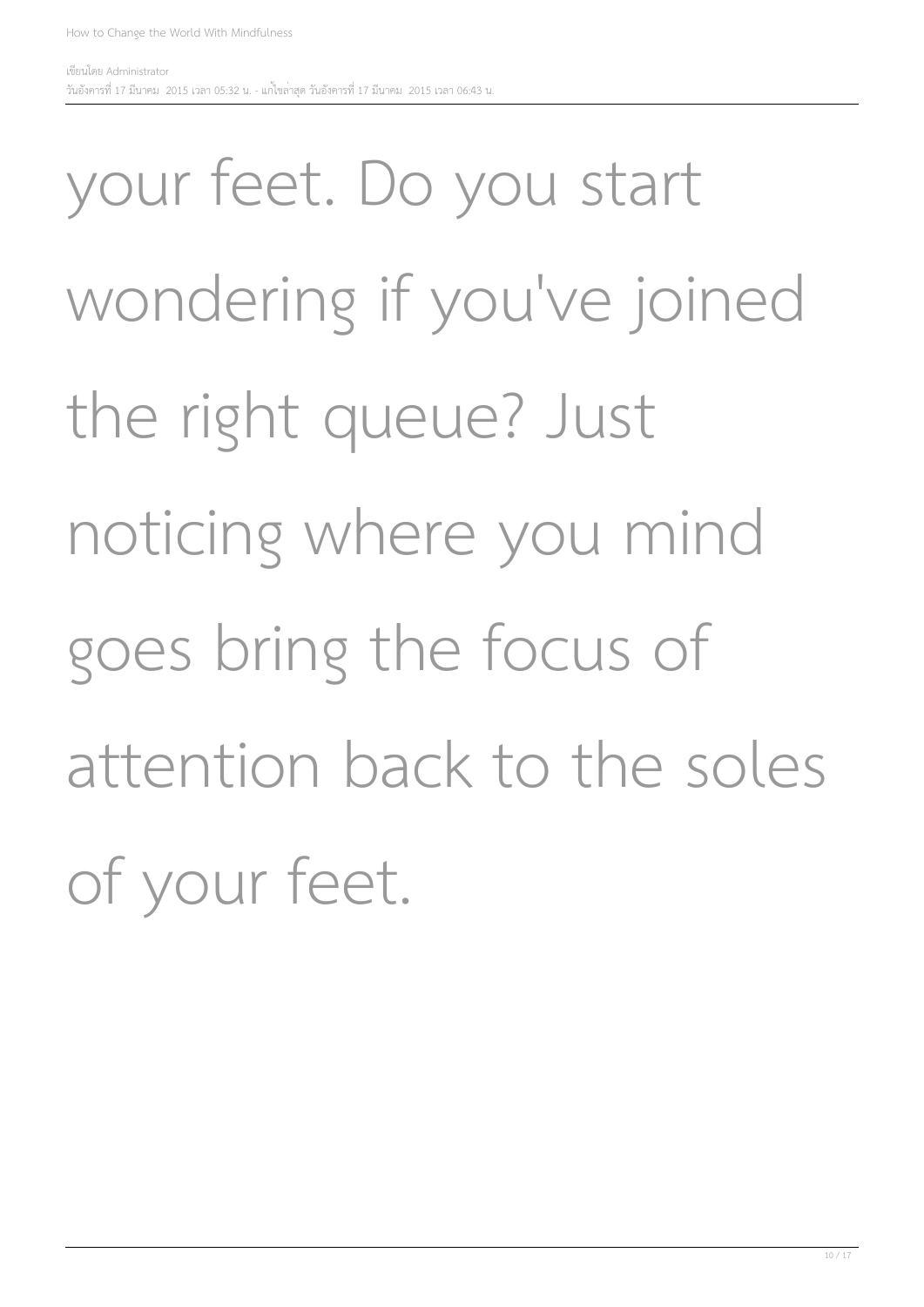your feet. Do you start wondering if you've joined the right queue? Just noticing where you mind goes bring the focus of attention back to the soles of your feet.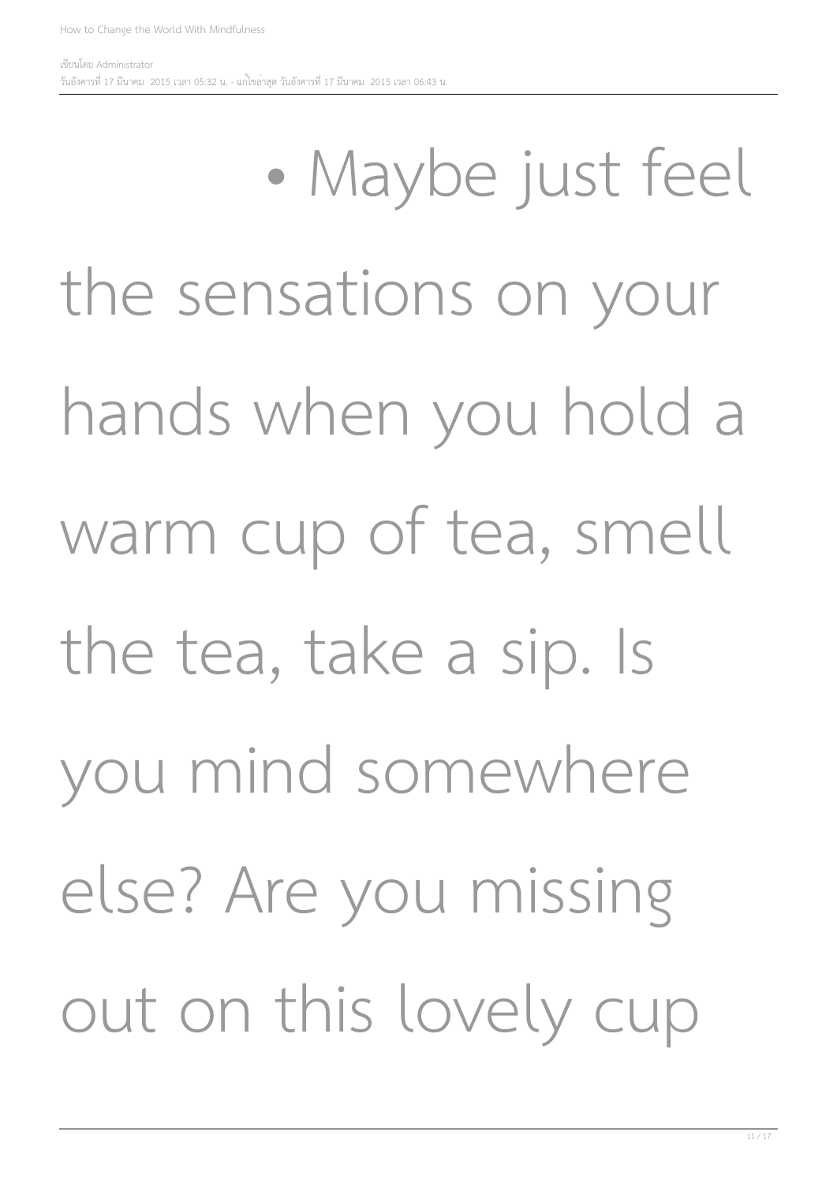- Maybe just feel the sensations on your hands when you hold a warm cup of tea, smell the tea, take a sip. Is you mind somewhere else? Are you missing out on this lovely cup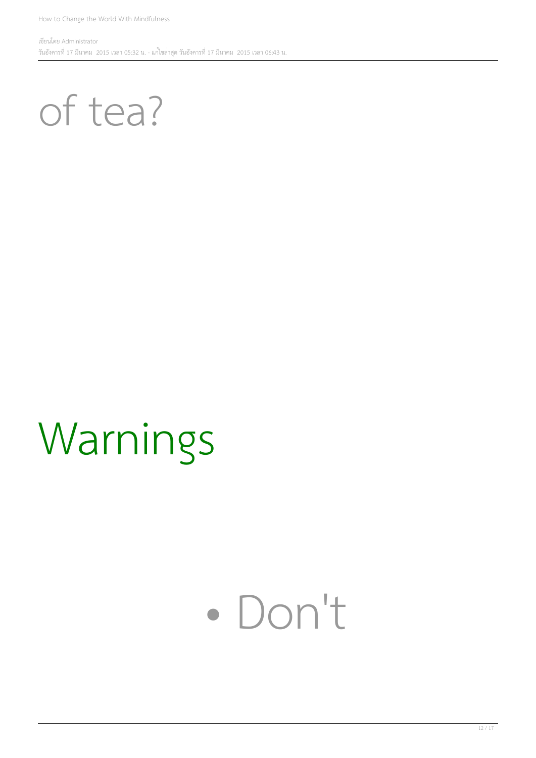of tea?

# Warnings

- Don't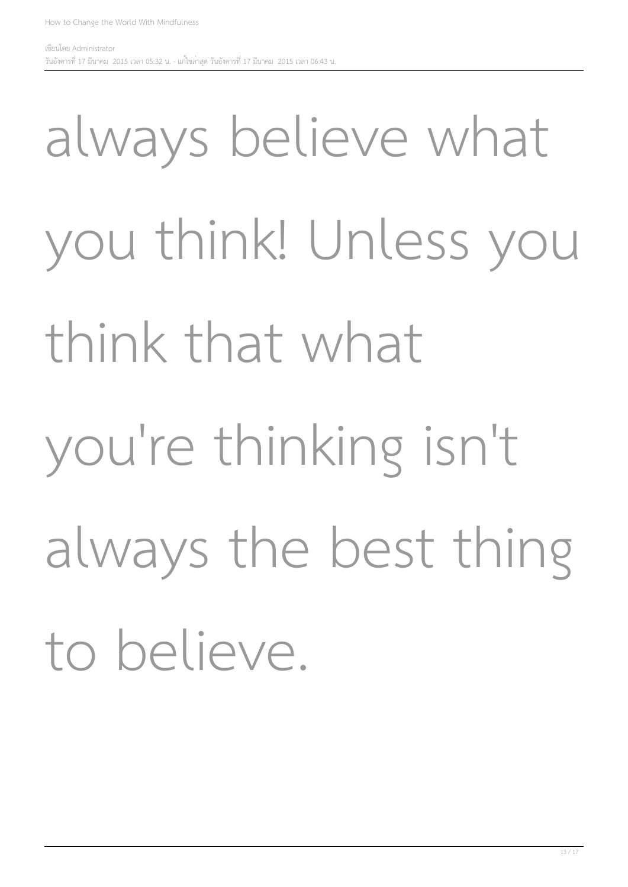always believe what you think! Unless you think that what you're thinking isn't always the best thing to believe.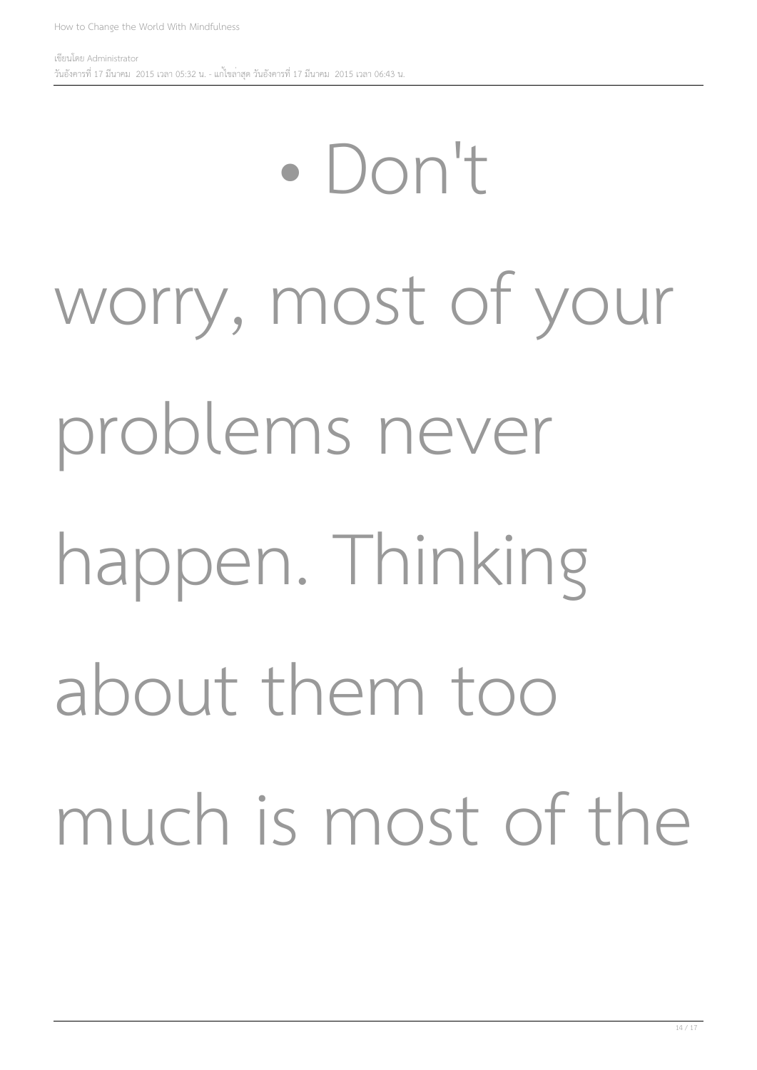- Don't worry, most of your problems never happen. Thinking about them too much is most of the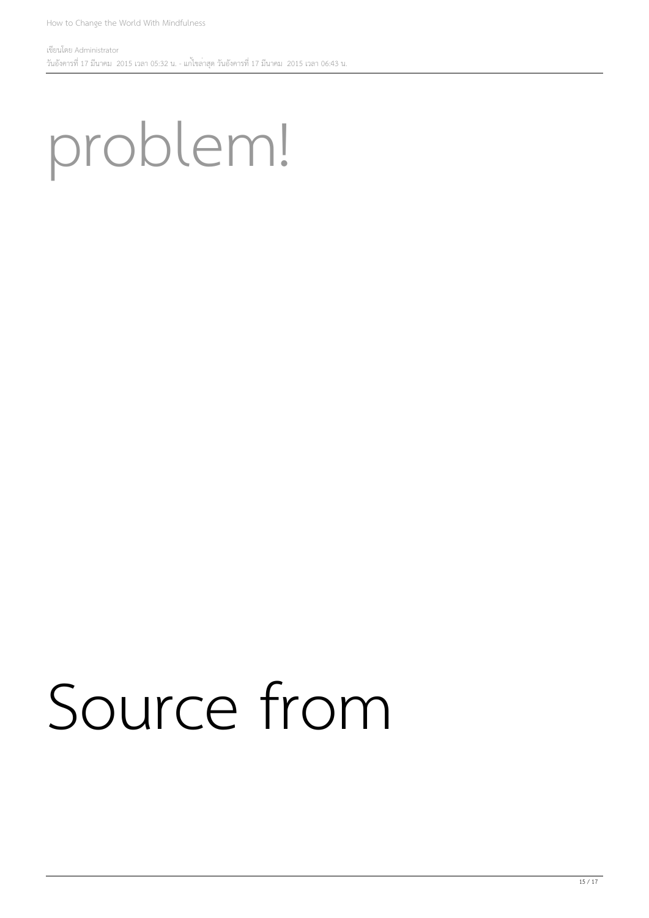problem!

Source from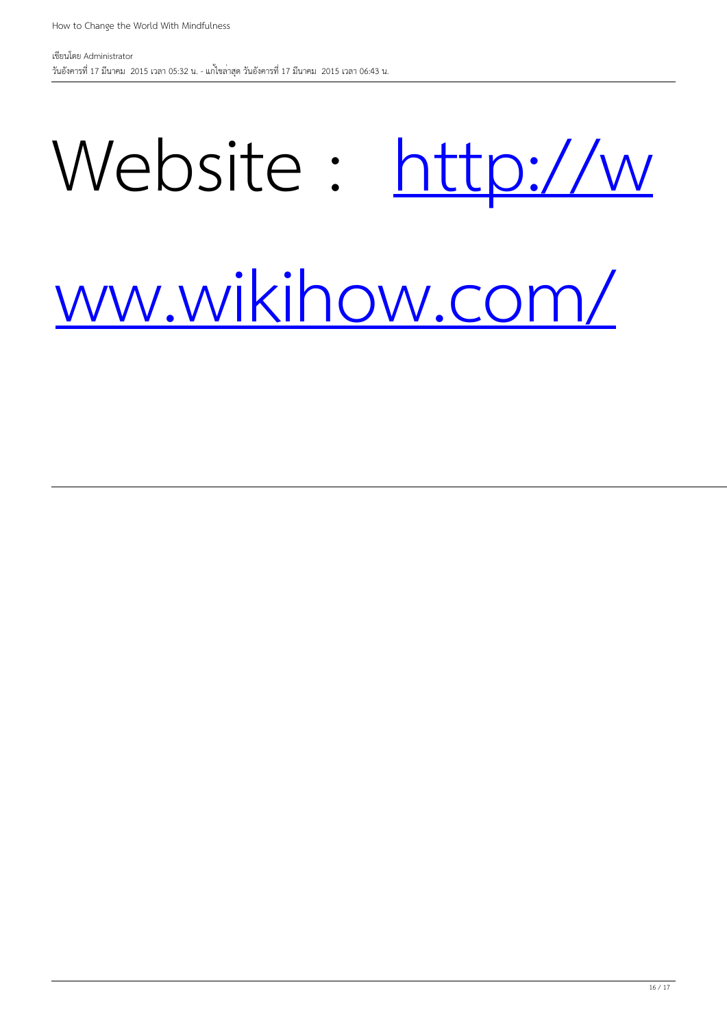Website : [http://www.wikihow.com/](http://www.wikihow.com/)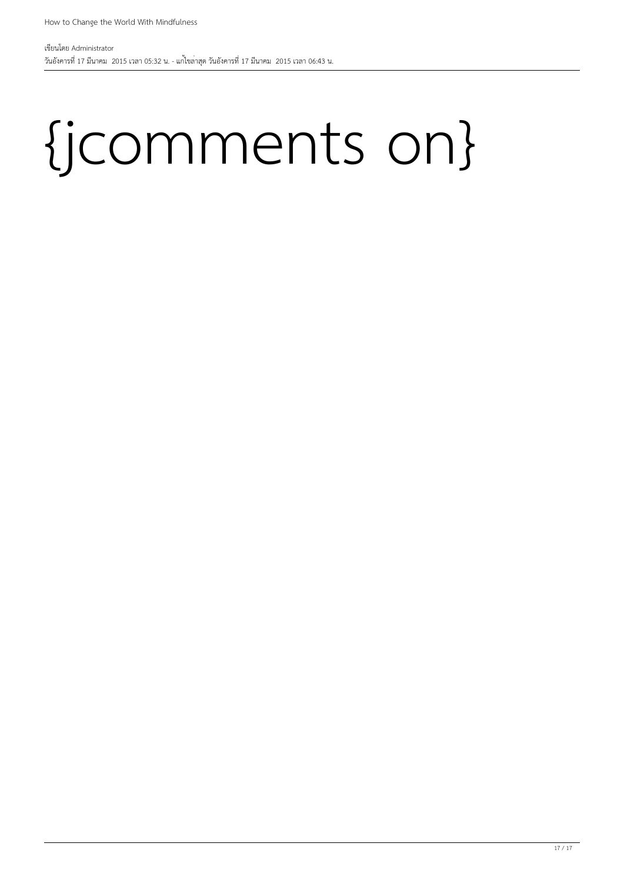{jcomments on}